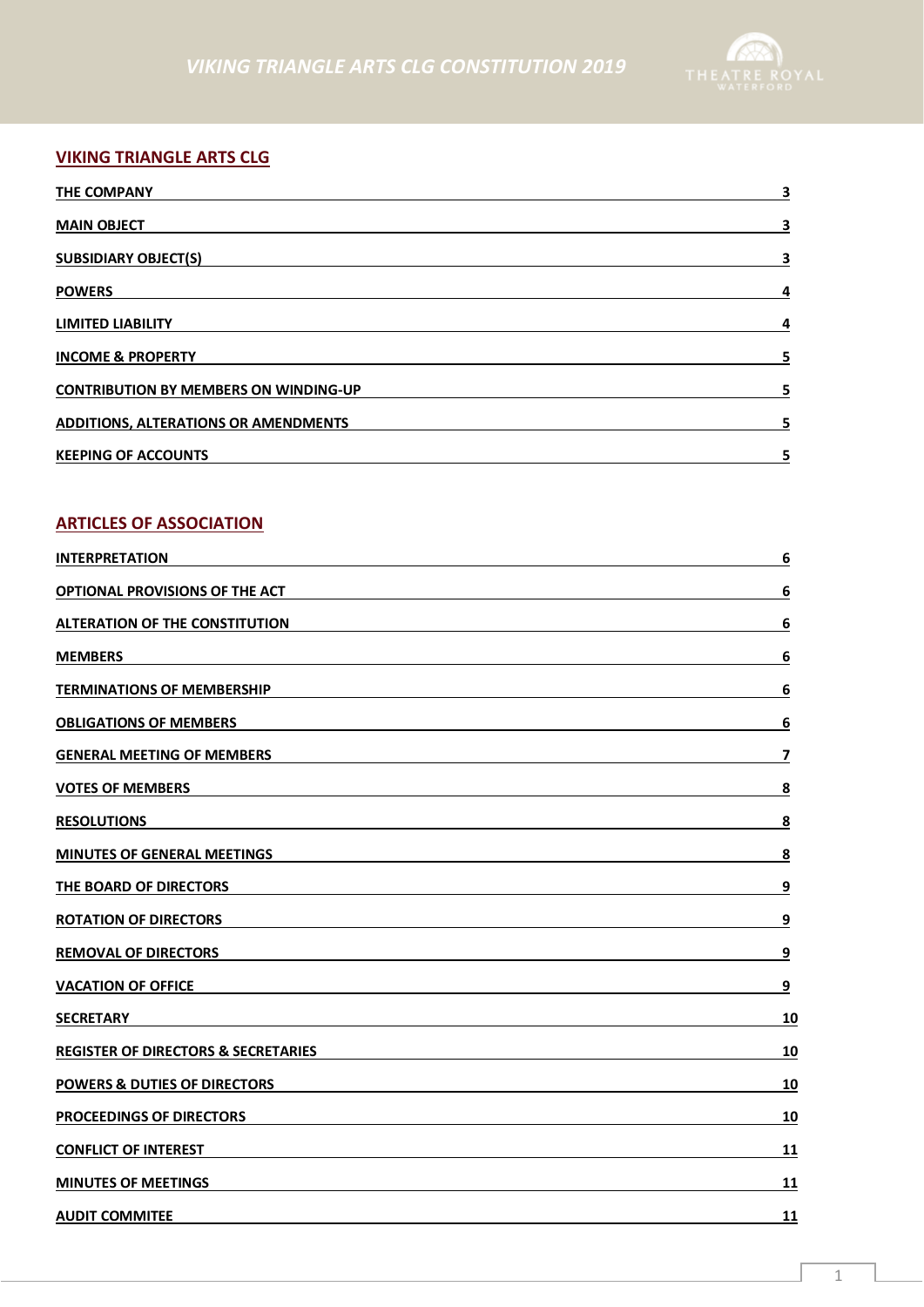## VIKING TRIANGLE ARTS CLG

| | |
|---|---|
| THE COMPANY | 3 |
| MAIN OBJECT | 3 |
| SUBSIDIARY OBJECT(S) | 3 |
| POWERS | 4 |
| LIMITED LIABILITY | 4 |
| INCOME & PROPERTY | 5 |
| CONTRIBUTION BY MEMBERS ON WINDING-UP | 5 |
| ADDITIONS, ALTERATIONS OR AMENDMENTS | 5 |
| KEEPING OF ACCOUNTS | 5 |

## ARTICLES OF ASSOCIATION

| | |
|---|---|
| INTERPRETATION | 6 |
| OPTIONAL PROVISIONS OF THE ACT | 6 |
| ALTERATION OF THE CONSTITUTION | 6 |
| MEMBERS | 6 |
| TERMINATIONS OF MEMBERSHIP | 6 |
| OBLIGATIONS OF MEMBERS | 6 |
| GENERAL MEETING OF MEMBERS | 7 |
| VOTES OF MEMBERS | 8 |
| RESOLUTIONS | 8 |
| MINUTES OF GENERAL MEETINGS | 8 |
| THE BOARD OF DIRECTORS | 9 |
| ROTATION OF DIRECTORS | 9 |
| REMOVAL OF DIRECTORS | 9 |
| VACATION OF OFFICE | 9 |
| SECRETARY | 10 |
| REGISTER OF DIRECTORS & SECRETARIES | 10 |
| POWERS & DUTIES OF DIRECTORS | 10 |
| PROCEEDINGS OF DIRECTORS | 10 |
| CONFLICT OF INTEREST | 11 |
| MINUTES OF MEETINGS | 11 |
| AUDIT COMMITEE | 11 |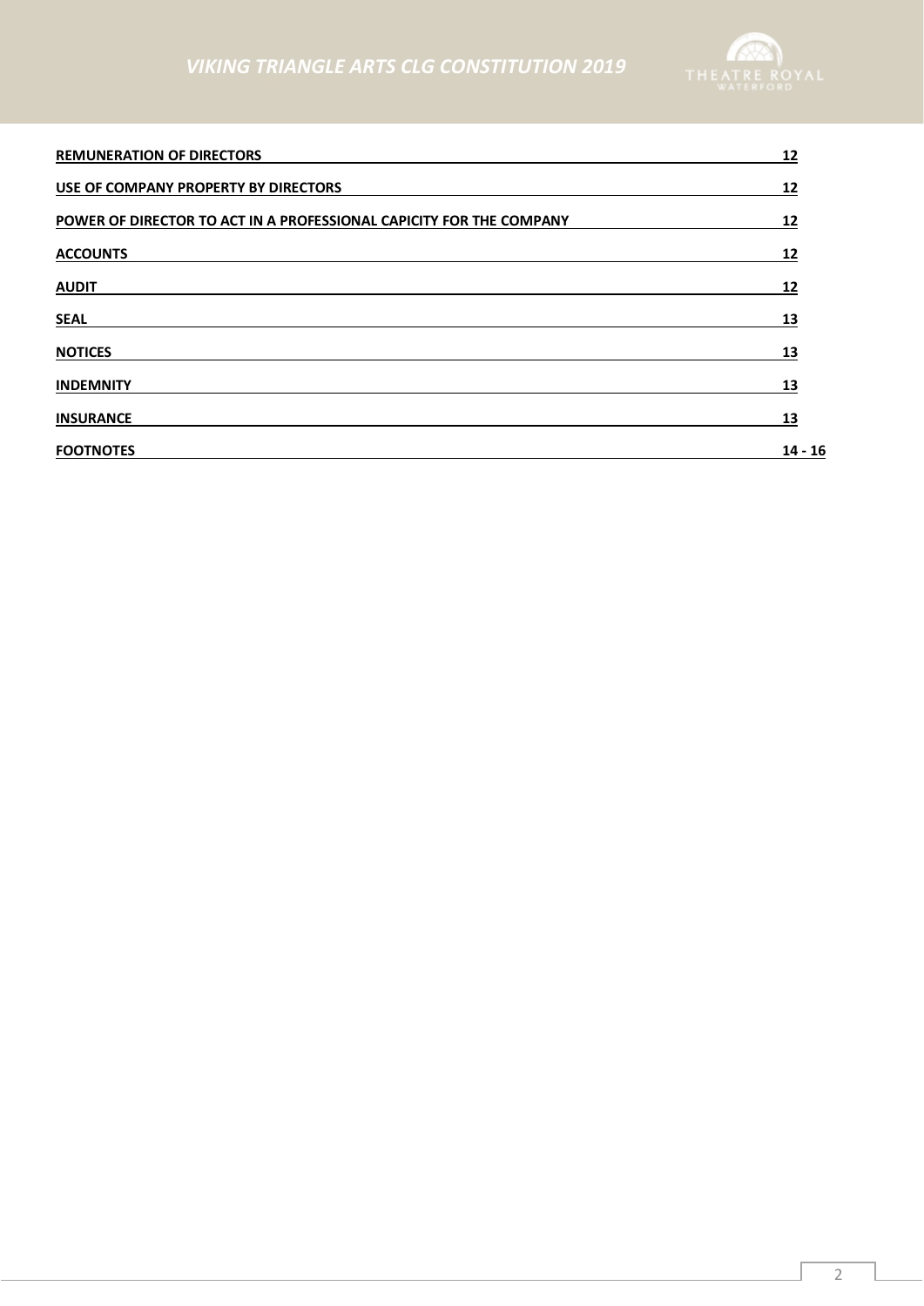| | |
|---|---|
| **REMUNERATION OF DIRECTORS** | **12** |
| **USE OF COMPANY PROPERTY BY DIRECTORS** | **12** |
| **POWER OF DIRECTOR TO ACT IN A PROFESSIONAL CAPICITY FOR THE COMPANY** | **12** |
| **ACCOUNTS** | **12** |
| **AUDIT** | **12** |
| **SEAL** | **13** |
| **NOTICES** | **13** |
| **INDEMNITY** | **13** |
| **INSURANCE** | **13** |
| **FOOTNOTES** | **14 - 16** |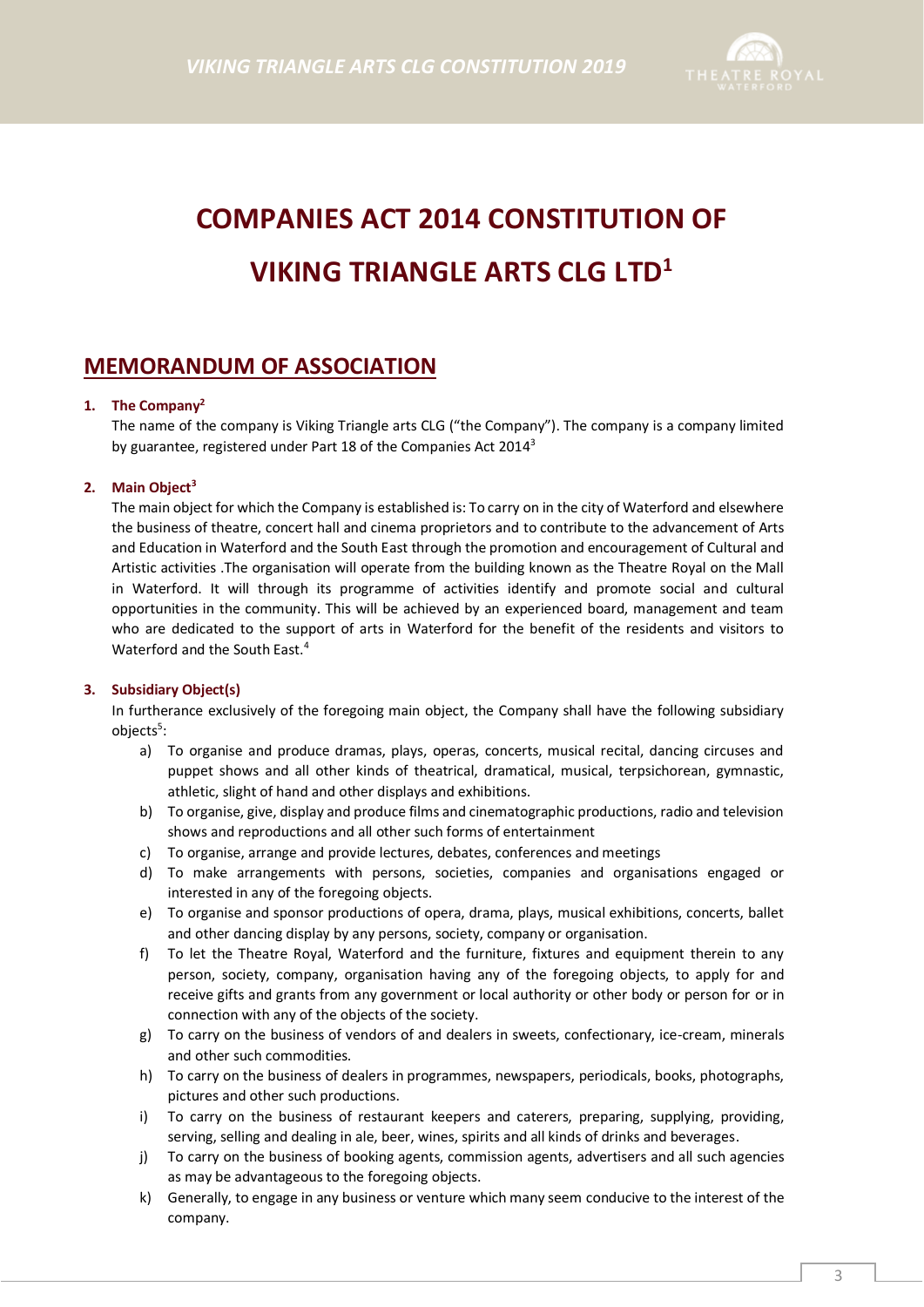# COMPANIES ACT 2014 CONSTITUTION OF VIKING TRIANGLE ARTS CLG LTD[1]

## MEMORANDUM OF ASSOCIATION

1. **The Company[2]**

   The name of the company is Viking Triangle arts CLG ("the Company"). The company is a company limited by guarantee, registered under Part 18 of the Companies Act 2014[3]

2. **Main Object[3]**

   The main object for which the Company is established is: To carry on in the city of Waterford and elsewhere the business of theatre, concert hall and cinema proprietors and to contribute to the advancement of Arts and Education in Waterford and the South East through the promotion and encouragement of Cultural and Artistic activities .The organisation will operate from the building known as the Theatre Royal on the Mall in Waterford. It will through its programme of activities identify and promote social and cultural opportunities in the community. This will be achieved by an experienced board, management and team who are dedicated to the support of arts in Waterford for the benefit of the residents and visitors to Waterford and the South East.[4]

3. **Subsidiary Object(s)**

   In furtherance exclusively of the foregoing main object, the Company shall have the following subsidiary objects[5]:

   a) To organise and produce dramas, plays, operas, concerts, musical recital, dancing circuses and puppet shows and all other kinds of theatrical, dramatical, musical, terpsichorean, gymnastic, athletic, slight of hand and other displays and exhibitions.
   b) To organise, give, display and produce films and cinematographic productions, radio and television shows and reproductions and all other such forms of entertainment
   c) To organise, arrange and provide lectures, debates, conferences and meetings
   d) To make arrangements with persons, societies, companies and organisations engaged or interested in any of the foregoing objects.
   e) To organise and sponsor productions of opera, drama, plays, musical exhibitions, concerts, ballet and other dancing display by any persons, society, company or organisation.
   f) To let the Theatre Royal, Waterford and the furniture, fixtures and equipment therein to any person, society, company, organisation having any of the foregoing objects, to apply for and receive gifts and grants from any government or local authority or other body or person for or in connection with any of the objects of the society.
   g) To carry on the business of vendors of and dealers in sweets, confectionary, ice-cream, minerals and other such commodities.
   h) To carry on the business of dealers in programmes, newspapers, periodicals, books, photographs, pictures and other such productions.
   i) To carry on the business of restaurant keepers and caterers, preparing, supplying, providing, serving, selling and dealing in ale, beer, wines, spirits and all kinds of drinks and beverages.
   j) To carry on the business of booking agents, commission agents, advertisers and all such agencies as may be advantageous to the foregoing objects.
   k) Generally, to engage in any business or venture which many seem conducive to the interest of the company.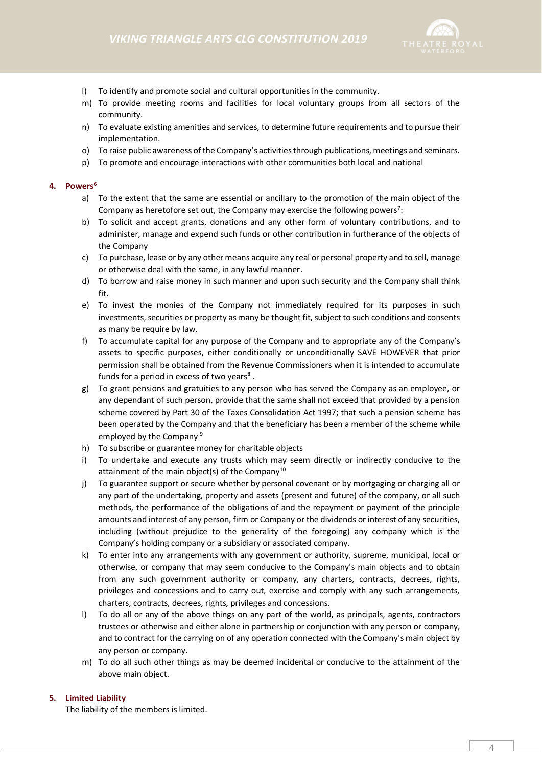l) To identify and promote social and cultural opportunities in the community.
m) To provide meeting rooms and facilities for local voluntary groups from all sectors of the community.
n) To evaluate existing amenities and services, to determine future requirements and to pursue their implementation.
o) To raise public awareness of the Company's activities through publications, meetings and seminars.
p) To promote and encourage interactions with other communities both local and national

#### 4. Powers[6]

a) To the extent that the same are essential or ancillary to the promotion of the main object of the Company as heretofore set out, the Company may exercise the following powers[7]:
b) To solicit and accept grants, donations and any other form of voluntary contributions, and to administer, manage and expend such funds or other contribution in furtherance of the objects of the Company
c) To purchase, lease or by any other means acquire any real or personal property and to sell, manage or otherwise deal with the same, in any lawful manner.
d) To borrow and raise money in such manner and upon such security and the Company shall think fit.
e) To invest the monies of the Company not immediately required for its purposes in such investments, securities or property as many be thought fit, subject to such conditions and consents as many be require by law.
f) To accumulate capital for any purpose of the Company and to appropriate any of the Company's assets to specific purposes, either conditionally or unconditionally SAVE HOWEVER that prior permission shall be obtained from the Revenue Commissioners when it is intended to accumulate funds for a period in excess of two years[8] .
g) To grant pensions and gratuities to any person who has served the Company as an employee, or any dependant of such person, provide that the same shall not exceed that provided by a pension scheme covered by Part 30 of the Taxes Consolidation Act 1997; that such a pension scheme has been operated by the Company and that the beneficiary has been a member of the scheme while employed by the Company [9]
h) To subscribe or guarantee money for charitable objects
i) To undertake and execute any trusts which may seem directly or indirectly conducive to the attainment of the main object(s) of the Company[10]
j) To guarantee support or secure whether by personal covenant or by mortgaging or charging all or any part of the undertaking, property and assets (present and future) of the company, or all such methods, the performance of the obligations of and the repayment or payment of the principle amounts and interest of any person, firm or Company or the dividends or interest of any securities, including (without prejudice to the generality of the foregoing) any company which is the Company's holding company or a subsidiary or associated company.
k) To enter into any arrangements with any government or authority, supreme, municipal, local or otherwise, or company that may seem conducive to the Company's main objects and to obtain from any such government authority or company, any charters, contracts, decrees, rights, privileges and concessions and to carry out, exercise and comply with any such arrangements, charters, contracts, decrees, rights, privileges and concessions.
l) To do all or any of the above things on any part of the world, as principals, agents, contractors trustees or otherwise and either alone in partnership or conjunction with any person or company, and to contract for the carrying on of any operation connected with the Company's main object by any person or company.
m) To do all such other things as may be deemed incidental or conducive to the attainment of the above main object.

#### 5. Limited Liability

The liability of the members is limited.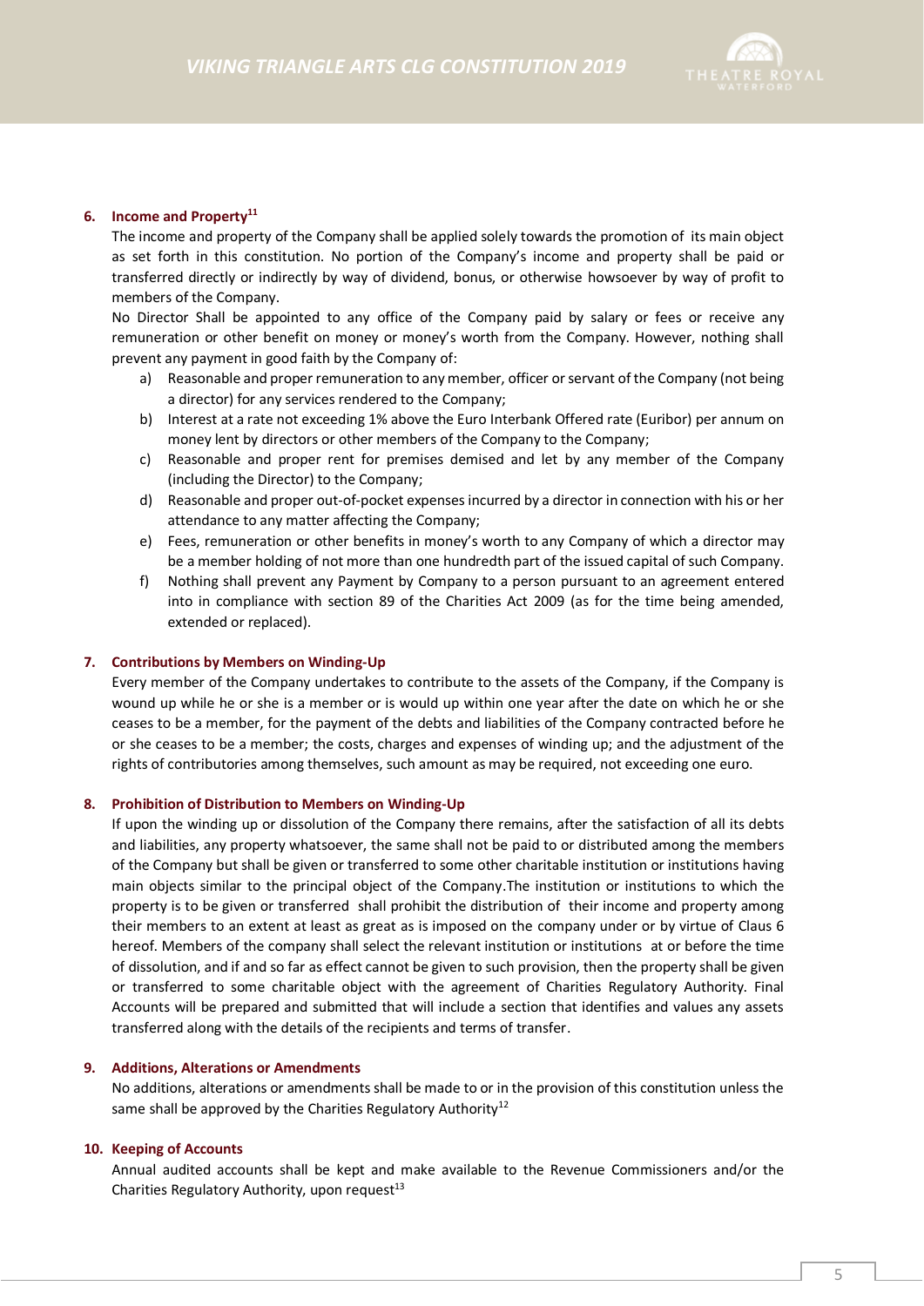### 6. Income and Property[11]

The income and property of the Company shall be applied solely towards the promotion of its main object as set forth in this constitution. No portion of the Company's income and property shall be paid or transferred directly or indirectly by way of dividend, bonus, or otherwise howsoever by way of profit to members of the Company.

No Director Shall be appointed to any office of the Company paid by salary or fees or receive any remuneration or other benefit on money or money's worth from the Company. However, nothing shall prevent any payment in good faith by the Company of:

a) Reasonable and proper remuneration to any member, officer or servant of the Company (not being a director) for any services rendered to the Company;
b) Interest at a rate not exceeding 1% above the Euro Interbank Offered rate (Euribor) per annum on money lent by directors or other members of the Company to the Company;
c) Reasonable and proper rent for premises demised and let by any member of the Company (including the Director) to the Company;
d) Reasonable and proper out-of-pocket expenses incurred by a director in connection with his or her attendance to any matter affecting the Company;
e) Fees, remuneration or other benefits in money's worth to any Company of which a director may be a member holding of not more than one hundredth part of the issued capital of such Company.
f) Nothing shall prevent any Payment by Company to a person pursuant to an agreement entered into in compliance with section 89 of the Charities Act 2009 (as for the time being amended, extended or replaced).

### 7. Contributions by Members on Winding-Up

Every member of the Company undertakes to contribute to the assets of the Company, if the Company is wound up while he or she is a member or is would up within one year after the date on which he or she ceases to be a member, for the payment of the debts and liabilities of the Company contracted before he or she ceases to be a member; the costs, charges and expenses of winding up; and the adjustment of the rights of contributories among themselves, such amount as may be required, not exceeding one euro.

### 8. Prohibition of Distribution to Members on Winding-Up

If upon the winding up or dissolution of the Company there remains, after the satisfaction of all its debts and liabilities, any property whatsoever, the same shall not be paid to or distributed among the members of the Company but shall be given or transferred to some other charitable institution or institutions having main objects similar to the principal object of the Company.The institution or institutions to which the property is to be given or transferred shall prohibit the distribution of their income and property among their members to an extent at least as great as is imposed on the company under or by virtue of Claus 6 hereof. Members of the company shall select the relevant institution or institutions at or before the time of dissolution, and if and so far as effect cannot be given to such provision, then the property shall be given or transferred to some charitable object with the agreement of Charities Regulatory Authority. Final Accounts will be prepared and submitted that will include a section that identifies and values any assets transferred along with the details of the recipients and terms of transfer.

### 9. Additions, Alterations or Amendments

No additions, alterations or amendments shall be made to or in the provision of this constitution unless the same shall be approved by the Charities Regulatory Authority[12]

### 10. Keeping of Accounts

Annual audited accounts shall be kept and make available to the Revenue Commissioners and/or the Charities Regulatory Authority, upon request[13]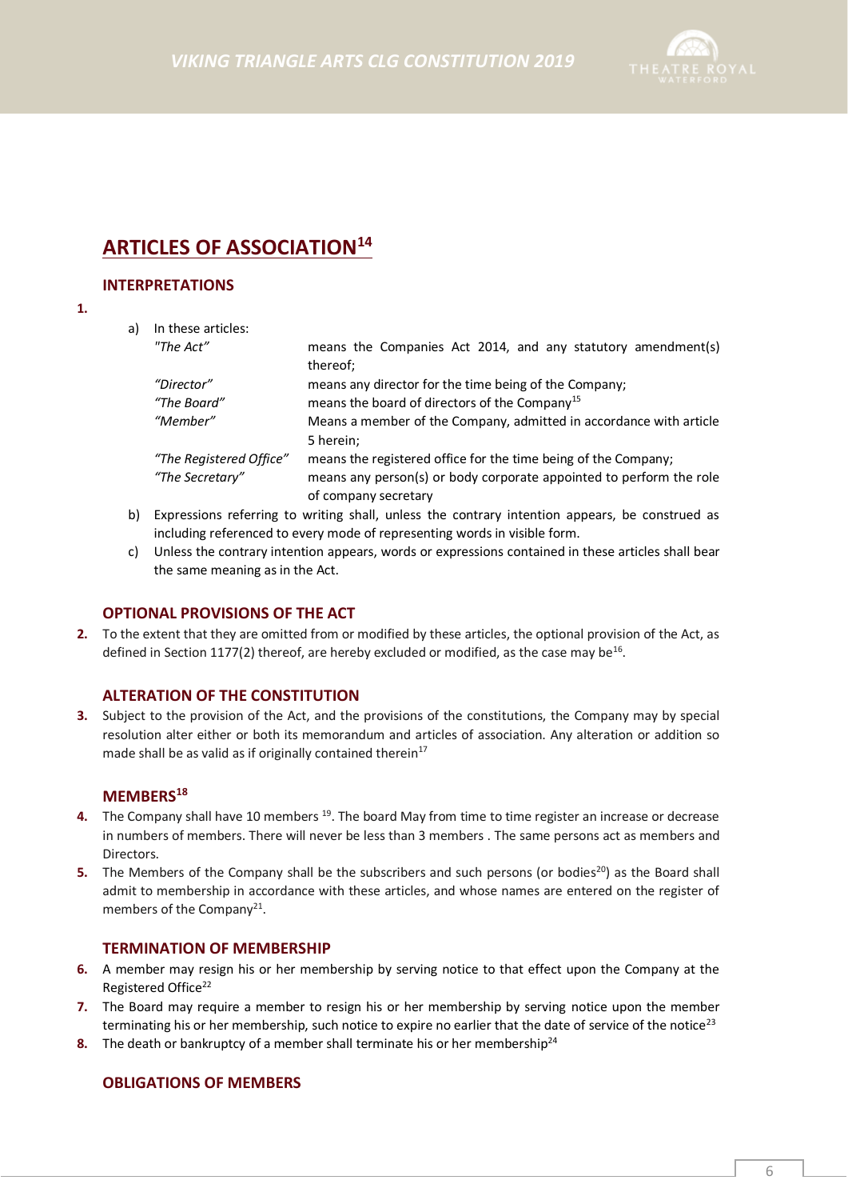## ARTICLES OF ASSOCIATION[14]

### INTERPRETATIONS

**1.**

a) In these articles:

| | |
|---|---|
| *"The Act"* | means the Companies Act 2014, and any statutory amendment(s) thereof; |
| *"Director"* | means any director for the time being of the Company; |
| *"The Board"* | means the board of directors of the Company[15] |
| *"Member"* | Means a member of the Company, admitted in accordance with article 5 herein; |
| *"The Registered Office"* | means the registered office for the time being of the Company; |
| *"The Secretary"* | means any person(s) or body corporate appointed to perform the role of company secretary |

b) Expressions referring to writing shall, unless the contrary intention appears, be construed as including referenced to every mode of representing words in visible form.

c) Unless the contrary intention appears, words or expressions contained in these articles shall bear the same meaning as in the Act.

### OPTIONAL PROVISIONS OF THE ACT

**2.** To the extent that they are omitted from or modified by these articles, the optional provision of the Act, as defined in Section 1177(2) thereof, are hereby excluded or modified, as the case may be[16].

### ALTERATION OF THE CONSTITUTION

**3.** Subject to the provision of the Act, and the provisions of the constitutions, the Company may by special resolution alter either or both its memorandum and articles of association. Any alteration or addition so made shall be as valid as if originally contained therein[17]

### MEMBERS[18]

**4.** The Company shall have 10 members [19]. The board May from time to time register an increase or decrease in numbers of members. There will never be less than 3 members . The same persons act as members and Directors.

**5.** The Members of the Company shall be the subscribers and such persons (or bodies[20]) as the Board shall admit to membership in accordance with these articles, and whose names are entered on the register of members of the Company[21].

### TERMINATION OF MEMBERSHIP

**6.** A member may resign his or her membership by serving notice to that effect upon the Company at the Registered Office[22]

**7.** The Board may require a member to resign his or her membership by serving notice upon the member terminating his or her membership, such notice to expire no earlier that the date of service of the notice[23]

**8.** The death or bankruptcy of a member shall terminate his or her membership[24]

### OBLIGATIONS OF MEMBERS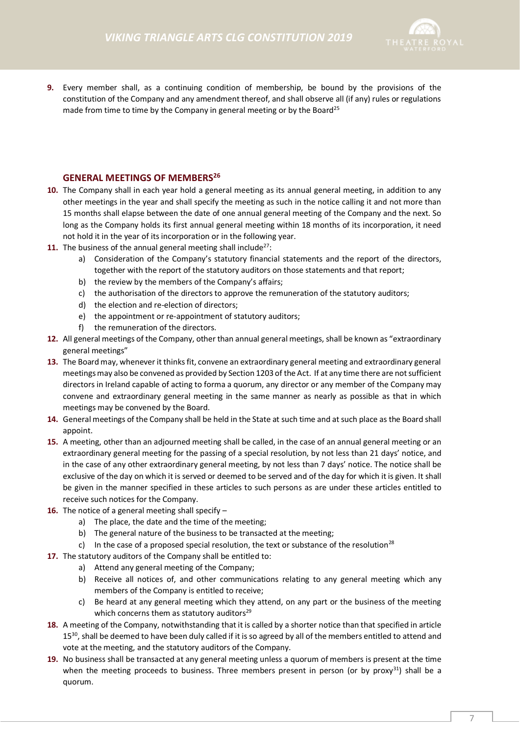**9.** Every member shall, as a continuing condition of membership, be bound by the provisions of the constitution of the Company and any amendment thereof, and shall observe all (if any) rules or regulations made from time to time by the Company in general meeting or by the Board[25]

## GENERAL MEETINGS OF MEMBERS[26]

**10.** The Company shall in each year hold a general meeting as its annual general meeting, in addition to any other meetings in the year and shall specify the meeting as such in the notice calling it and not more than 15 months shall elapse between the date of one annual general meeting of the Company and the next. So long as the Company holds its first annual general meeting within 18 months of its incorporation, it need not hold it in the year of its incorporation or in the following year.

**11.** The business of the annual general meeting shall include[27]:

a) Consideration of the Company's statutory financial statements and the report of the directors, together with the report of the statutory auditors on those statements and that report;
b) the review by the members of the Company's affairs;
c) the authorisation of the directors to approve the remuneration of the statutory auditors;
d) the election and re-election of directors;
e) the appointment or re-appointment of statutory auditors;
f) the remuneration of the directors.

**12.** All general meetings of the Company, other than annual general meetings, shall be known as "extraordinary general meetings"

**13.** The Board may, whenever it thinks fit, convene an extraordinary general meeting and extraordinary general meetings may also be convened as provided by Section 1203 of the Act. If at any time there are not sufficient directors in Ireland capable of acting to forma a quorum, any director or any member of the Company may convene and extraordinary general meeting in the same manner as nearly as possible as that in which meetings may be convened by the Board.

**14.** General meetings of the Company shall be held in the State at such time and at such place as the Board shall appoint.

**15.** A meeting, other than an adjourned meeting shall be called, in the case of an annual general meeting or an extraordinary general meeting for the passing of a special resolution, by not less than 21 days' notice, and in the case of any other extraordinary general meeting, by not less than 7 days' notice. The notice shall be exclusive of the day on which it is served or deemed to be served and of the day for which it is given. It shall be given in the manner specified in these articles to such persons as are under these articles entitled to receive such notices for the Company.

**16.** The notice of a general meeting shall specify –

a) The place, the date and the time of the meeting;
b) The general nature of the business to be transacted at the meeting;
c) In the case of a proposed special resolution, the text or substance of the resolution[28]

**17.** The statutory auditors of the Company shall be entitled to:

a) Attend any general meeting of the Company;
b) Receive all notices of, and other communications relating to any general meeting which any members of the Company is entitled to receive;
c) Be heard at any general meeting which they attend, on any part or the business of the meeting which concerns them as statutory auditors[29]

**18.** A meeting of the Company, notwithstanding that it is called by a shorter notice than that specified in article 15[30], shall be deemed to have been duly called if it is so agreed by all of the members entitled to attend and vote at the meeting, and the statutory auditors of the Company.

**19.** No business shall be transacted at any general meeting unless a quorum of members is present at the time when the meeting proceeds to business. Three members present in person (or by proxy[31]) shall be a quorum.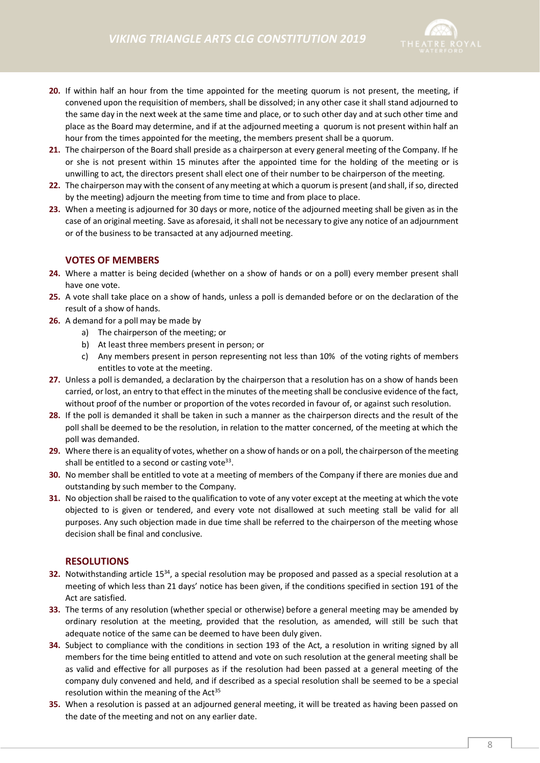20. If within half an hour from the time appointed for the meeting quorum is not present, the meeting, if convened upon the requisition of members, shall be dissolved; in any other case it shall stand adjourned to the same day in the next week at the same time and place, or to such other day and at such other time and place as the Board may determine, and if at the adjourned meeting a quorum is not present within half an hour from the times appointed for the meeting, the members present shall be a quorum.
21. The chairperson of the Board shall preside as a chairperson at every general meeting of the Company. If he or she is not present within 15 minutes after the appointed time for the holding of the meeting or is unwilling to act, the directors present shall elect one of their number to be chairperson of the meeting.
22. The chairperson may with the consent of any meeting at which a quorum is present (and shall, if so, directed by the meeting) adjourn the meeting from time to time and from place to place.
23. When a meeting is adjourned for 30 days or more, notice of the adjourned meeting shall be given as in the case of an original meeting. Save as aforesaid, it shall not be necessary to give any notice of an adjournment or of the business to be transacted at any adjourned meeting.

### VOTES OF MEMBERS

24. Where a matter is being decided (whether on a show of hands or on a poll) every member present shall have one vote.
25. A vote shall take place on a show of hands, unless a poll is demanded before or on the declaration of the result of a show of hands.
26. A demand for a poll may be made by
    a) The chairperson of the meeting; or
    b) At least three members present in person; or
    c) Any members present in person representing not less than 10% of the voting rights of members entitles to vote at the meeting.
27. Unless a poll is demanded, a declaration by the chairperson that a resolution has on a show of hands been carried, or lost, an entry to that effect in the minutes of the meeting shall be conclusive evidence of the fact, without proof of the number or proportion of the votes recorded in favour of, or against such resolution.
28. If the poll is demanded it shall be taken in such a manner as the chairperson directs and the result of the poll shall be deemed to be the resolution, in relation to the matter concerned, of the meeting at which the poll was demanded.
29. Where there is an equality of votes, whether on a show of hands or on a poll, the chairperson of the meeting shall be entitled to a second or casting vote[33].
30. No member shall be entitled to vote at a meeting of members of the Company if there are monies due and outstanding by such member to the Company.
31. No objection shall be raised to the qualification to vote of any voter except at the meeting at which the vote objected to is given or tendered, and every vote not disallowed at such meeting stall be valid for all purposes. Any such objection made in due time shall be referred to the chairperson of the meeting whose decision shall be final and conclusive.

### RESOLUTIONS

32. Notwithstanding article 15[34], a special resolution may be proposed and passed as a special resolution at a meeting of which less than 21 days' notice has been given, if the conditions specified in section 191 of the Act are satisfied.
33. The terms of any resolution (whether special or otherwise) before a general meeting may be amended by ordinary resolution at the meeting, provided that the resolution, as amended, will still be such that adequate notice of the same can be deemed to have been duly given.
34. Subject to compliance with the conditions in section 193 of the Act, a resolution in writing signed by all members for the time being entitled to attend and vote on such resolution at the general meeting shall be as valid and effective for all purposes as if the resolution had been passed at a general meeting of the company duly convened and held, and if described as a special resolution shall be seemed to be a special resolution within the meaning of the Act[35]
35. When a resolution is passed at an adjourned general meeting, it will be treated as having been passed on the date of the meeting and not on any earlier date.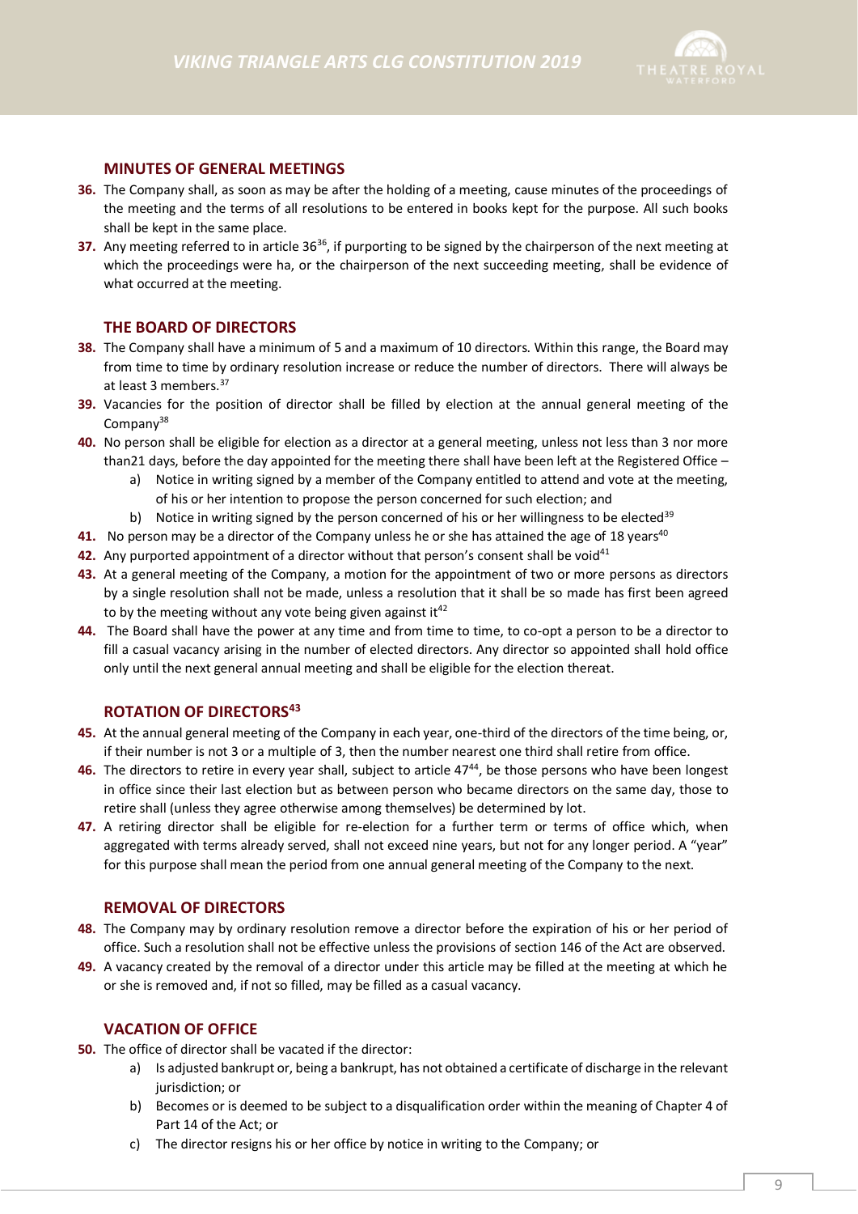## MINUTES OF GENERAL MEETINGS

**36.** The Company shall, as soon as may be after the holding of a meeting, cause minutes of the proceedings of the meeting and the terms of all resolutions to be entered in books kept for the purpose. All such books shall be kept in the same place.

**37.** Any meeting referred to in article 36[36], if purporting to be signed by the chairperson of the next meeting at which the proceedings were ha, or the chairperson of the next succeeding meeting, shall be evidence of what occurred at the meeting.

## THE BOARD OF DIRECTORS

**38.** The Company shall have a minimum of 5 and a maximum of 10 directors. Within this range, the Board may from time to time by ordinary resolution increase or reduce the number of directors. There will always be at least 3 members.[37]

**39.** Vacancies for the position of director shall be filled by election at the annual general meeting of the Company[38]

**40.** No person shall be eligible for election as a director at a general meeting, unless not less than 3 nor more than21 days, before the day appointed for the meeting there shall have been left at the Registered Office –

a) Notice in writing signed by a member of the Company entitled to attend and vote at the meeting, of his or her intention to propose the person concerned for such election; and

b) Notice in writing signed by the person concerned of his or her willingness to be elected[39]

**41.** No person may be a director of the Company unless he or she has attained the age of 18 years[40]

**42.** Any purported appointment of a director without that person's consent shall be void[41]

**43.** At a general meeting of the Company, a motion for the appointment of two or more persons as directors by a single resolution shall not be made, unless a resolution that it shall be so made has first been agreed to by the meeting without any vote being given against it[42]

**44.** The Board shall have the power at any time and from time to time, to co-opt a person to be a director to fill a casual vacancy arising in the number of elected directors. Any director so appointed shall hold office only until the next general annual meeting and shall be eligible for the election thereat.

## ROTATION OF DIRECTORS[43]

**45.** At the annual general meeting of the Company in each year, one-third of the directors of the time being, or, if their number is not 3 or a multiple of 3, then the number nearest one third shall retire from office.

**46.** The directors to retire in every year shall, subject to article 47[44], be those persons who have been longest in office since their last election but as between person who became directors on the same day, those to retire shall (unless they agree otherwise among themselves) be determined by lot.

**47.** A retiring director shall be eligible for re-election for a further term or terms of office which, when aggregated with terms already served, shall not exceed nine years, but not for any longer period. A "year" for this purpose shall mean the period from one annual general meeting of the Company to the next.

## REMOVAL OF DIRECTORS

**48.** The Company may by ordinary resolution remove a director before the expiration of his or her period of office. Such a resolution shall not be effective unless the provisions of section 146 of the Act are observed.

**49.** A vacancy created by the removal of a director under this article may be filled at the meeting at which he or she is removed and, if not so filled, may be filled as a casual vacancy.

## VACATION OF OFFICE

**50.** The office of director shall be vacated if the director:

a) Is adjusted bankrupt or, being a bankrupt, has not obtained a certificate of discharge in the relevant jurisdiction; or

b) Becomes or is deemed to be subject to a disqualification order within the meaning of Chapter 4 of Part 14 of the Act; or

c) The director resigns his or her office by notice in writing to the Company; or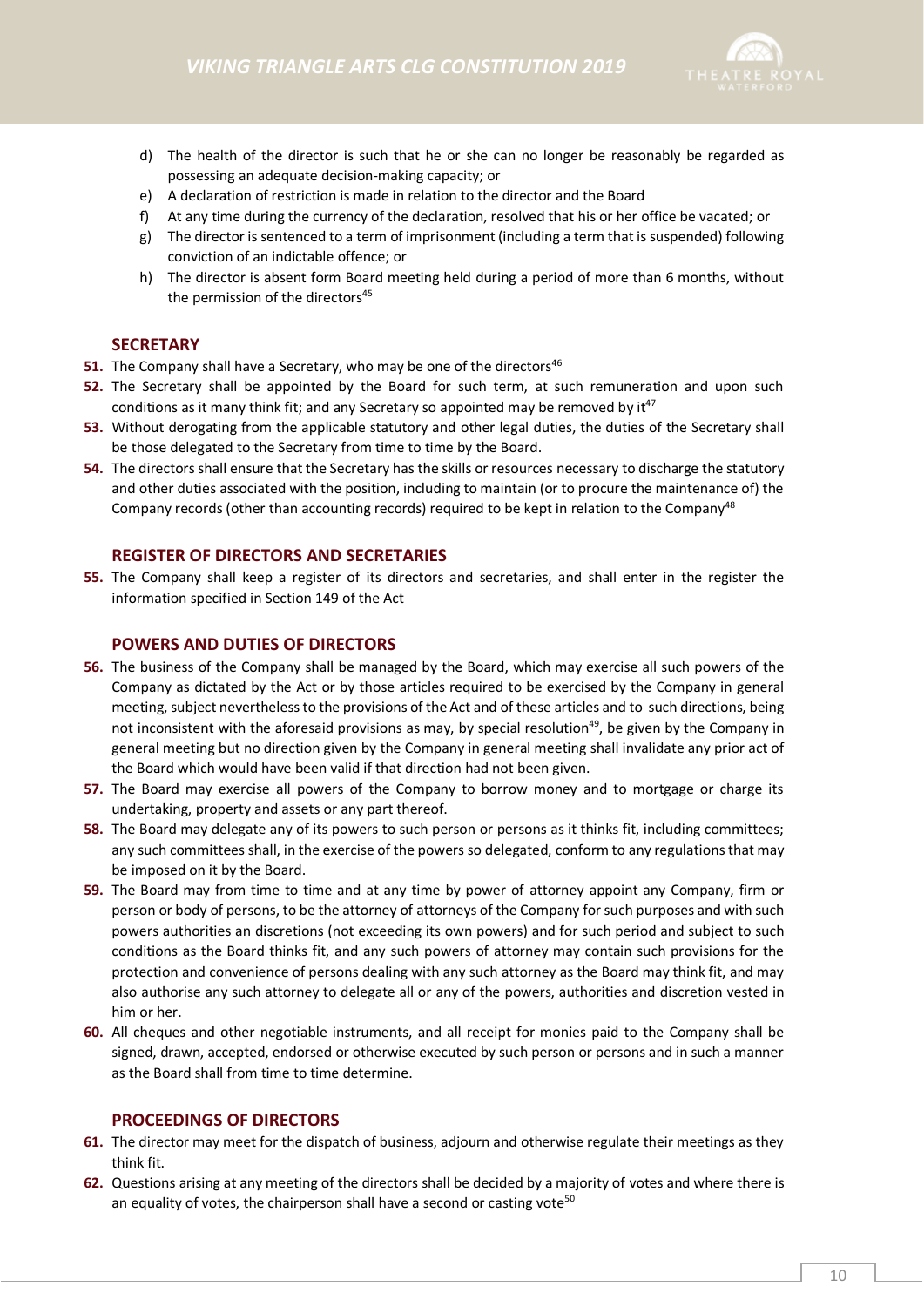d) The health of the director is such that he or she can no longer be reasonably be regarded as possessing an adequate decision-making capacity; or
e) A declaration of restriction is made in relation to the director and the Board
f) At any time during the currency of the declaration, resolved that his or her office be vacated; or
g) The director is sentenced to a term of imprisonment (including a term that is suspended) following conviction of an indictable offence; or
h) The director is absent form Board meeting held during a period of more than 6 months, without the permission of the directors[45]

## SECRETARY

**51.** The Company shall have a Secretary, who may be one of the directors[46]

**52.** The Secretary shall be appointed by the Board for such term, at such remuneration and upon such conditions as it many think fit; and any Secretary so appointed may be removed by it[47]

**53.** Without derogating from the applicable statutory and other legal duties, the duties of the Secretary shall be those delegated to the Secretary from time to time by the Board.

**54.** The directors shall ensure that the Secretary has the skills or resources necessary to discharge the statutory and other duties associated with the position, including to maintain (or to procure the maintenance of) the Company records (other than accounting records) required to be kept in relation to the Company[48]

## REGISTER OF DIRECTORS AND SECRETARIES

**55.** The Company shall keep a register of its directors and secretaries, and shall enter in the register the information specified in Section 149 of the Act

## POWERS AND DUTIES OF DIRECTORS

**56.** The business of the Company shall be managed by the Board, which may exercise all such powers of the Company as dictated by the Act or by those articles required to be exercised by the Company in general meeting, subject nevertheless to the provisions of the Act and of these articles and to such directions, being not inconsistent with the aforesaid provisions as may, by special resolution[49], be given by the Company in general meeting but no direction given by the Company in general meeting shall invalidate any prior act of the Board which would have been valid if that direction had not been given.

**57.** The Board may exercise all powers of the Company to borrow money and to mortgage or charge its undertaking, property and assets or any part thereof.

**58.** The Board may delegate any of its powers to such person or persons as it thinks fit, including committees; any such committees shall, in the exercise of the powers so delegated, conform to any regulations that may be imposed on it by the Board.

**59.** The Board may from time to time and at any time by power of attorney appoint any Company, firm or person or body of persons, to be the attorney of attorneys of the Company for such purposes and with such powers authorities an discretions (not exceeding its own powers) and for such period and subject to such conditions as the Board thinks fit, and any such powers of attorney may contain such provisions for the protection and convenience of persons dealing with any such attorney as the Board may think fit, and may also authorise any such attorney to delegate all or any of the powers, authorities and discretion vested in him or her.

**60.** All cheques and other negotiable instruments, and all receipt for monies paid to the Company shall be signed, drawn, accepted, endorsed or otherwise executed by such person or persons and in such a manner as the Board shall from time to time determine.

## PROCEEDINGS OF DIRECTORS

**61.** The director may meet for the dispatch of business, adjourn and otherwise regulate their meetings as they think fit.

**62.** Questions arising at any meeting of the directors shall be decided by a majority of votes and where there is an equality of votes, the chairperson shall have a second or casting vote[50]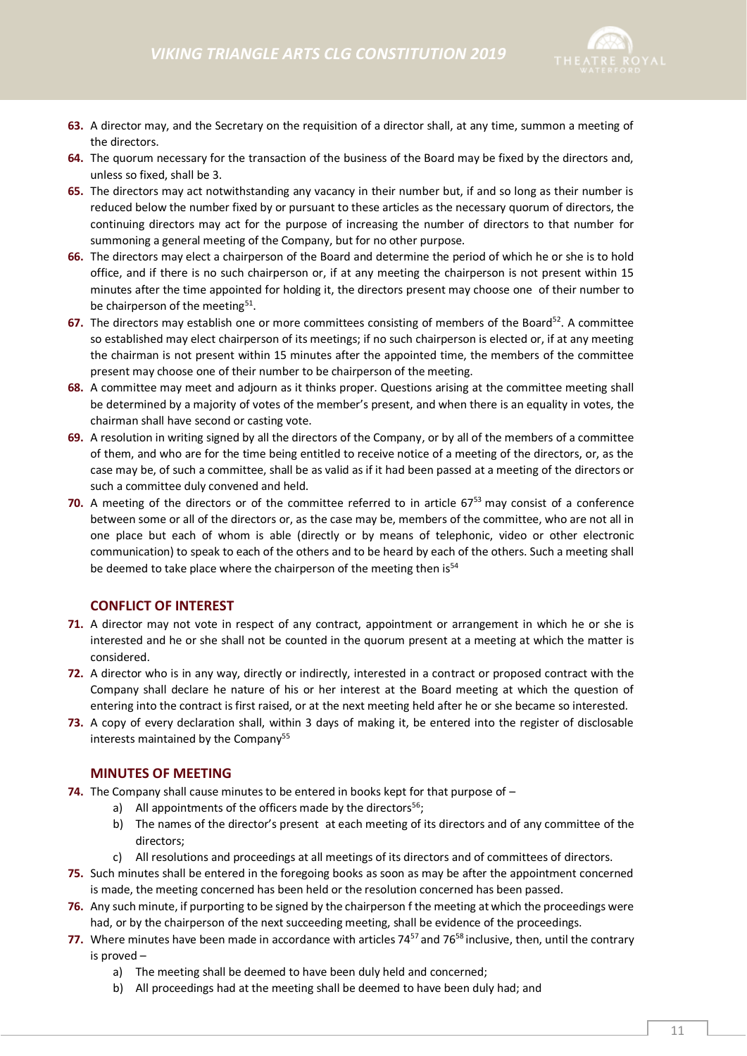**63.** A director may, and the Secretary on the requisition of a director shall, at any time, summon a meeting of the directors.

**64.** The quorum necessary for the transaction of the business of the Board may be fixed by the directors and, unless so fixed, shall be 3.

**65.** The directors may act notwithstanding any vacancy in their number but, if and so long as their number is reduced below the number fixed by or pursuant to these articles as the necessary quorum of directors, the continuing directors may act for the purpose of increasing the number of directors to that number for summoning a general meeting of the Company, but for no other purpose.

**66.** The directors may elect a chairperson of the Board and determine the period of which he or she is to hold office, and if there is no such chairperson or, if at any meeting the chairperson is not present within 15 minutes after the time appointed for holding it, the directors present may choose one of their number to be chairperson of the meeting[51].

**67.** The directors may establish one or more committees consisting of members of the Board[52]. A committee so established may elect chairperson of its meetings; if no such chairperson is elected or, if at any meeting the chairman is not present within 15 minutes after the appointed time, the members of the committee present may choose one of their number to be chairperson of the meeting.

**68.** A committee may meet and adjourn as it thinks proper. Questions arising at the committee meeting shall be determined by a majority of votes of the member's present, and when there is an equality in votes, the chairman shall have second or casting vote.

**69.** A resolution in writing signed by all the directors of the Company, or by all of the members of a committee of them, and who are for the time being entitled to receive notice of a meeting of the directors, or, as the case may be, of such a committee, shall be as valid as if it had been passed at a meeting of the directors or such a committee duly convened and held.

**70.** A meeting of the directors or of the committee referred to in article 67[53] may consist of a conference between some or all of the directors or, as the case may be, members of the committee, who are not all in one place but each of whom is able (directly or by means of telephonic, video or other electronic communication) to speak to each of the others and to be heard by each of the others. Such a meeting shall be deemed to take place where the chairperson of the meeting then is[54]

### CONFLICT OF INTEREST

**71.** A director may not vote in respect of any contract, appointment or arrangement in which he or she is interested and he or she shall not be counted in the quorum present at a meeting at which the matter is considered.

**72.** A director who is in any way, directly or indirectly, interested in a contract or proposed contract with the Company shall declare he nature of his or her interest at the Board meeting at which the question of entering into the contract is first raised, or at the next meeting held after he or she became so interested.

**73.** A copy of every declaration shall, within 3 days of making it, be entered into the register of disclosable interests maintained by the Company[55]

### MINUTES OF MEETING

**74.** The Company shall cause minutes to be entered in books kept for that purpose of –

a) All appointments of the officers made by the directors[56];

b) The names of the director's present at each meeting of its directors and of any committee of the directors;

c) All resolutions and proceedings at all meetings of its directors and of committees of directors.

**75.** Such minutes shall be entered in the foregoing books as soon as may be after the appointment concerned is made, the meeting concerned has been held or the resolution concerned has been passed.

**76.** Any such minute, if purporting to be signed by the chairperson f the meeting at which the proceedings were had, or by the chairperson of the next succeeding meeting, shall be evidence of the proceedings.

**77.** Where minutes have been made in accordance with articles 74[57] and 76[58] inclusive, then, until the contrary is proved –

a) The meeting shall be deemed to have been duly held and concerned;

b) All proceedings had at the meeting shall be deemed to have been duly had; and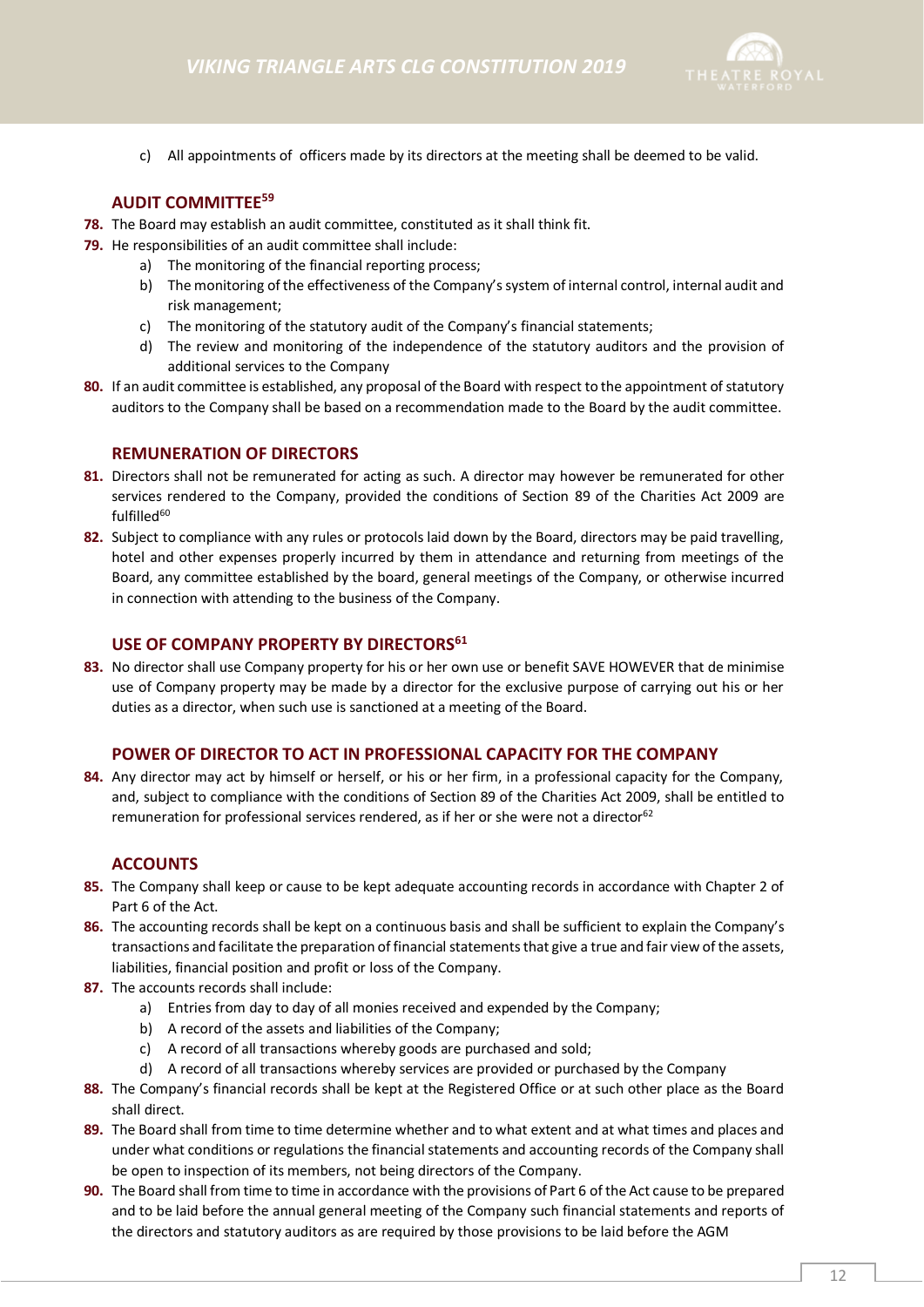c) All appointments of officers made by its directors at the meeting shall be deemed to be valid.

## AUDIT COMMITTEE[59]

**78.** The Board may establish an audit committee, constituted as it shall think fit.

**79.** He responsibilities of an audit committee shall include:

a) The monitoring of the financial reporting process;
b) The monitoring of the effectiveness of the Company's system of internal control, internal audit and risk management;
c) The monitoring of the statutory audit of the Company's financial statements;
d) The review and monitoring of the independence of the statutory auditors and the provision of additional services to the Company

**80.** If an audit committee is established, any proposal of the Board with respect to the appointment of statutory auditors to the Company shall be based on a recommendation made to the Board by the audit committee.

## REMUNERATION OF DIRECTORS

**81.** Directors shall not be remunerated for acting as such. A director may however be remunerated for other services rendered to the Company, provided the conditions of Section 89 of the Charities Act 2009 are fulfilled[60]

**82.** Subject to compliance with any rules or protocols laid down by the Board, directors may be paid travelling, hotel and other expenses properly incurred by them in attendance and returning from meetings of the Board, any committee established by the board, general meetings of the Company, or otherwise incurred in connection with attending to the business of the Company.

## USE OF COMPANY PROPERTY BY DIRECTORS[61]

**83.** No director shall use Company property for his or her own use or benefit SAVE HOWEVER that de minimise use of Company property may be made by a director for the exclusive purpose of carrying out his or her duties as a director, when such use is sanctioned at a meeting of the Board.

## POWER OF DIRECTOR TO ACT IN PROFESSIONAL CAPACITY FOR THE COMPANY

**84.** Any director may act by himself or herself, or his or her firm, in a professional capacity for the Company, and, subject to compliance with the conditions of Section 89 of the Charities Act 2009, shall be entitled to remuneration for professional services rendered, as if her or she were not a director[62]

## ACCOUNTS

**85.** The Company shall keep or cause to be kept adequate accounting records in accordance with Chapter 2 of Part 6 of the Act.

**86.** The accounting records shall be kept on a continuous basis and shall be sufficient to explain the Company's transactions and facilitate the preparation of financial statements that give a true and fair view of the assets, liabilities, financial position and profit or loss of the Company.

**87.** The accounts records shall include:

a) Entries from day to day of all monies received and expended by the Company;
b) A record of the assets and liabilities of the Company;
c) A record of all transactions whereby goods are purchased and sold;
d) A record of all transactions whereby services are provided or purchased by the Company

**88.** The Company's financial records shall be kept at the Registered Office or at such other place as the Board shall direct.

**89.** The Board shall from time to time determine whether and to what extent and at what times and places and under what conditions or regulations the financial statements and accounting records of the Company shall be open to inspection of its members, not being directors of the Company.

**90.** The Board shall from time to time in accordance with the provisions of Part 6 of the Act cause to be prepared and to be laid before the annual general meeting of the Company such financial statements and reports of the directors and statutory auditors as are required by those provisions to be laid before the AGM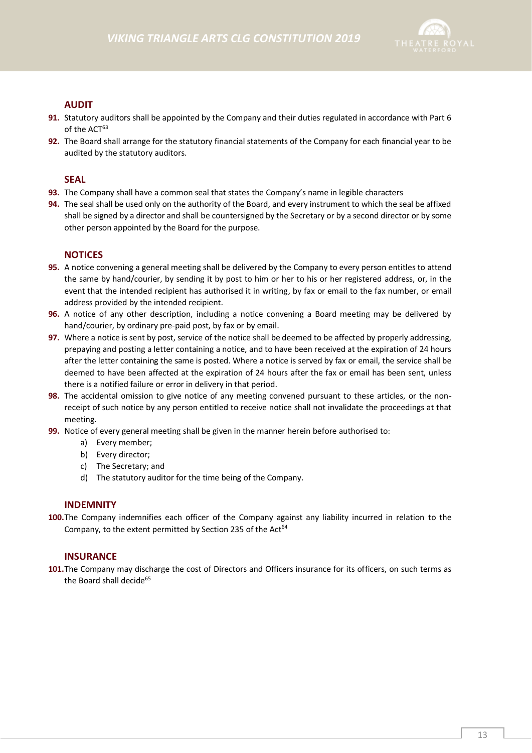## AUDIT

**91.** Statutory auditors shall be appointed by the Company and their duties regulated in accordance with Part 6 of the ACT[63]

**92.** The Board shall arrange for the statutory financial statements of the Company for each financial year to be audited by the statutory auditors.

## SEAL

**93.** The Company shall have a common seal that states the Company's name in legible characters

**94.** The seal shall be used only on the authority of the Board, and every instrument to which the seal be affixed shall be signed by a director and shall be countersigned by the Secretary or by a second director or by some other person appointed by the Board for the purpose.

## NOTICES

**95.** A notice convening a general meeting shall be delivered by the Company to every person entitles to attend the same by hand/courier, by sending it by post to him or her to his or her registered address, or, in the event that the intended recipient has authorised it in writing, by fax or email to the fax number, or email address provided by the intended recipient.

**96.** A notice of any other description, including a notice convening a Board meeting may be delivered by hand/courier, by ordinary pre-paid post, by fax or by email.

**97.** Where a notice is sent by post, service of the notice shall be deemed to be affected by properly addressing, prepaying and posting a letter containing a notice, and to have been received at the expiration of 24 hours after the letter containing the same is posted. Where a notice is served by fax or email, the service shall be deemed to have been affected at the expiration of 24 hours after the fax or email has been sent, unless there is a notified failure or error in delivery in that period.

**98.** The accidental omission to give notice of any meeting convened pursuant to these articles, or the non-receipt of such notice by any person entitled to receive notice shall not invalidate the proceedings at that meeting.

**99.** Notice of every general meeting shall be given in the manner herein before authorised to:

a) Every member;
b) Every director;
c) The Secretary; and
d) The statutory auditor for the time being of the Company.

## INDEMNITY

**100.** The Company indemnifies each officer of the Company against any liability incurred in relation to the Company, to the extent permitted by Section 235 of the Act[64]

## INSURANCE

**101.** The Company may discharge the cost of Directors and Officers insurance for its officers, on such terms as the Board shall decide[65]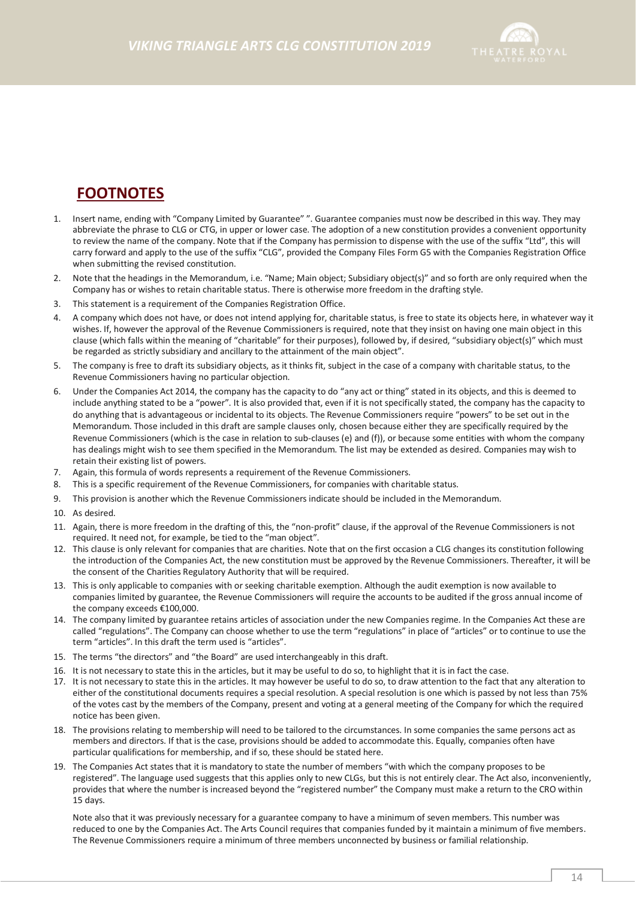## FOOTNOTES

1. Insert name, ending with "Company Limited by Guarantee" ". Guarantee companies must now be described in this way. They may abbreviate the phrase to CLG or CTG, in upper or lower case. The adoption of a new constitution provides a convenient opportunity to review the name of the company. Note that if the Company has permission to dispense with the use of the suffix "Ltd", this will carry forward and apply to the use of the suffix "CLG", provided the Company Files Form G5 with the Companies Registration Office when submitting the revised constitution.
2. Note that the headings in the Memorandum, i.e. "Name; Main object; Subsidiary object(s)" and so forth are only required when the Company has or wishes to retain charitable status. There is otherwise more freedom in the drafting style.
3. This statement is a requirement of the Companies Registration Office.
4. A company which does not have, or does not intend applying for, charitable status, is free to state its objects here, in whatever way it wishes. If, however the approval of the Revenue Commissioners is required, note that they insist on having one main object in this clause (which falls within the meaning of "charitable" for their purposes), followed by, if desired, "subsidiary object(s)" which must be regarded as strictly subsidiary and ancillary to the attainment of the main object".
5. The company is free to draft its subsidiary objects, as it thinks fit, subject in the case of a company with charitable status, to the Revenue Commissioners having no particular objection.
6. Under the Companies Act 2014, the company has the capacity to do "any act or thing" stated in its objects, and this is deemed to include anything stated to be a "power". It is also provided that, even if it is not specifically stated, the company has the capacity to do anything that is advantageous or incidental to its objects. The Revenue Commissioners require "powers" to be set out in the Memorandum. Those included in this draft are sample clauses only, chosen because either they are specifically required by the Revenue Commissioners (which is the case in relation to sub-clauses (e) and (f)), or because some entities with whom the company has dealings might wish to see them specified in the Memorandum. The list may be extended as desired. Companies may wish to retain their existing list of powers.
7. Again, this formula of words represents a requirement of the Revenue Commissioners.
8. This is a specific requirement of the Revenue Commissioners, for companies with charitable status.
9. This provision is another which the Revenue Commissioners indicate should be included in the Memorandum.
10. As desired.
11. Again, there is more freedom in the drafting of this, the "non-profit" clause, if the approval of the Revenue Commissioners is not required. It need not, for example, be tied to the "man object".
12. This clause is only relevant for companies that are charities. Note that on the first occasion a CLG changes its constitution following the introduction of the Companies Act, the new constitution must be approved by the Revenue Commissioners. Thereafter, it will be the consent of the Charities Regulatory Authority that will be required.
13. This is only applicable to companies with or seeking charitable exemption. Although the audit exemption is now available to companies limited by guarantee, the Revenue Commissioners will require the accounts to be audited if the gross annual income of the company exceeds €100,000.
14. The company limited by guarantee retains articles of association under the new Companies regime. In the Companies Act these are called "regulations". The Company can choose whether to use the term "regulations" in place of "articles" or to continue to use the term "articles". In this draft the term used is "articles".
15. The terms "the directors" and "the Board" are used interchangeably in this draft.
16. It is not necessary to state this in the articles, but it may be useful to do so, to highlight that it is in fact the case.
17. It is not necessary to state this in the articles. It may however be useful to do so, to draw attention to the fact that any alteration to either of the constitutional documents requires a special resolution. A special resolution is one which is passed by not less than 75% of the votes cast by the members of the Company, present and voting at a general meeting of the Company for which the required notice has been given.
18. The provisions relating to membership will need to be tailored to the circumstances. In some companies the same persons act as members and directors. If that is the case, provisions should be added to accommodate this. Equally, companies often have particular qualifications for membership, and if so, these should be stated here.
19. The Companies Act states that it is mandatory to state the number of members "with which the company proposes to be registered". The language used suggests that this applies only to new CLGs, but this is not entirely clear. The Act also, inconveniently, provides that where the number is increased beyond the "registered number" the Company must make a return to the CRO within 15 days.

    Note also that it was previously necessary for a guarantee company to have a minimum of seven members. This number was reduced to one by the Companies Act. The Arts Council requires that companies funded by it maintain a minimum of five members. The Revenue Commissioners require a minimum of three members unconnected by business or familial relationship.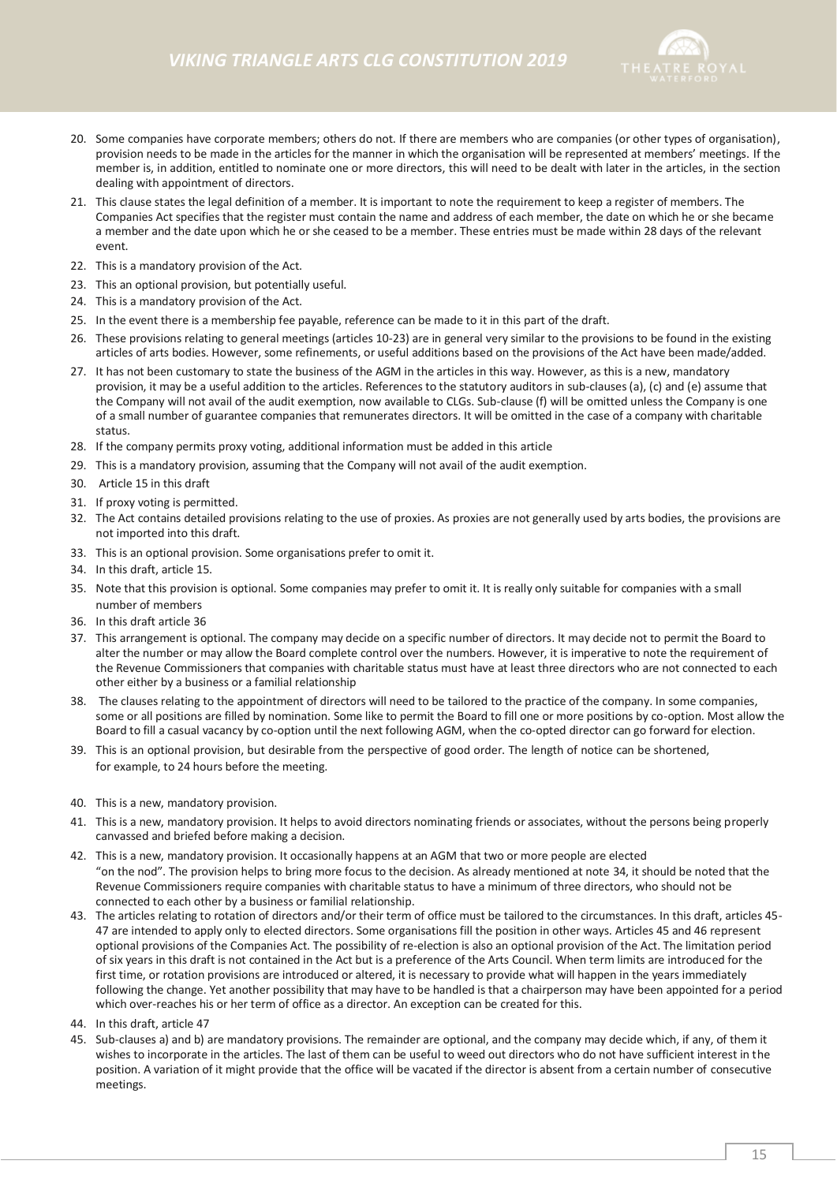20. Some companies have corporate members; others do not. If there are members who are companies (or other types of organisation), provision needs to be made in the articles for the manner in which the organisation will be represented at members' meetings. If the member is, in addition, entitled to nominate one or more directors, this will need to be dealt with later in the articles, in the section dealing with appointment of directors.
21. This clause states the legal definition of a member. It is important to note the requirement to keep a register of members. The Companies Act specifies that the register must contain the name and address of each member, the date on which he or she became a member and the date upon which he or she ceased to be a member. These entries must be made within 28 days of the relevant event.
22. This is a mandatory provision of the Act.
23. This an optional provision, but potentially useful.
24. This is a mandatory provision of the Act.
25. In the event there is a membership fee payable, reference can be made to it in this part of the draft.
26. These provisions relating to general meetings (articles 10-23) are in general very similar to the provisions to be found in the existing articles of arts bodies. However, some refinements, or useful additions based on the provisions of the Act have been made/added.
27. It has not been customary to state the business of the AGM in the articles in this way. However, as this is a new, mandatory provision, it may be a useful addition to the articles. References to the statutory auditors in sub-clauses (a), (c) and (e) assume that the Company will not avail of the audit exemption, now available to CLGs. Sub-clause (f) will be omitted unless the Company is one of a small number of guarantee companies that remunerates directors. It will be omitted in the case of a company with charitable status.
28. If the company permits proxy voting, additional information must be added in this article
29. This is a mandatory provision, assuming that the Company will not avail of the audit exemption.
30. Article 15 in this draft
31. If proxy voting is permitted.
32. The Act contains detailed provisions relating to the use of proxies. As proxies are not generally used by arts bodies, the provisions are not imported into this draft.
33. This is an optional provision. Some organisations prefer to omit it.
34. In this draft, article 15.
35. Note that this provision is optional. Some companies may prefer to omit it. It is really only suitable for companies with a small number of members
36. In this draft article 36
37. This arrangement is optional. The company may decide on a specific number of directors. It may decide not to permit the Board to alter the number or may allow the Board complete control over the numbers. However, it is imperative to note the requirement of the Revenue Commissioners that companies with charitable status must have at least three directors who are not connected to each other either by a business or a familial relationship
38. The clauses relating to the appointment of directors will need to be tailored to the practice of the company. In some companies, some or all positions are filled by nomination. Some like to permit the Board to fill one or more positions by co-option. Most allow the Board to fill a casual vacancy by co-option until the next following AGM, when the co-opted director can go forward for election.
39. This is an optional provision, but desirable from the perspective of good order. The length of notice can be shortened, for example, to 24 hours before the meeting.
40. This is a new, mandatory provision.
41. This is a new, mandatory provision. It helps to avoid directors nominating friends or associates, without the persons being properly canvassed and briefed before making a decision.
42. This is a new, mandatory provision. It occasionally happens at an AGM that two or more people are elected "on the nod". The provision helps to bring more focus to the decision. As already mentioned at note 34, it should be noted that the Revenue Commissioners require companies with charitable status to have a minimum of three directors, who should not be connected to each other by a business or familial relationship.
43. The articles relating to rotation of directors and/or their term of office must be tailored to the circumstances. In this draft, articles 45-47 are intended to apply only to elected directors. Some organisations fill the position in other ways. Articles 45 and 46 represent optional provisions of the Companies Act. The possibility of re-election is also an optional provision of the Act. The limitation period of six years in this draft is not contained in the Act but is a preference of the Arts Council. When term limits are introduced for the first time, or rotation provisions are introduced or altered, it is necessary to provide what will happen in the years immediately following the change. Yet another possibility that may have to be handled is that a chairperson may have been appointed for a period which over-reaches his or her term of office as a director. An exception can be created for this.
44. In this draft, article 47
45. Sub-clauses a) and b) are mandatory provisions. The remainder are optional, and the company may decide which, if any, of them it wishes to incorporate in the articles. The last of them can be useful to weed out directors who do not have sufficient interest in the position. A variation of it might provide that the office will be vacated if the director is absent from a certain number of consecutive meetings.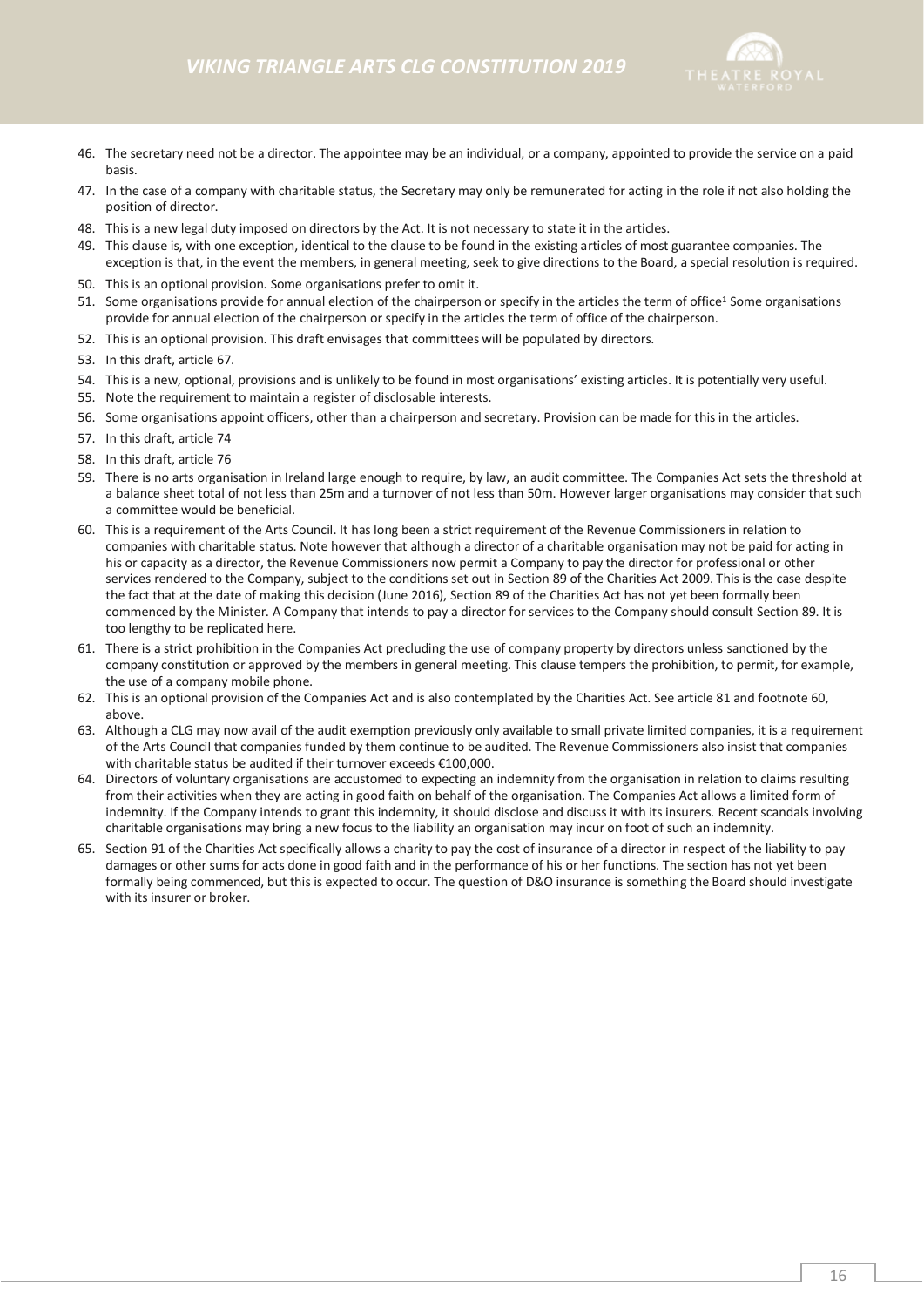46. The secretary need not be a director. The appointee may be an individual, or a company, appointed to provide the service on a paid basis.
47. In the case of a company with charitable status, the Secretary may only be remunerated for acting in the role if not also holding the position of director.
48. This is a new legal duty imposed on directors by the Act. It is not necessary to state it in the articles.
49. This clause is, with one exception, identical to the clause to be found in the existing articles of most guarantee companies. The exception is that, in the event the members, in general meeting, seek to give directions to the Board, a special resolution is required.
50. This is an optional provision. Some organisations prefer to omit it.
51. Some organisations provide for annual election of the chairperson or specify in the articles the term of office[1] Some organisations provide for annual election of the chairperson or specify in the articles the term of office of the chairperson.
52. This is an optional provision. This draft envisages that committees will be populated by directors.
53. In this draft, article 67.
54. This is a new, optional, provisions and is unlikely to be found in most organisations' existing articles. It is potentially very useful.
55. Note the requirement to maintain a register of disclosable interests.
56. Some organisations appoint officers, other than a chairperson and secretary. Provision can be made for this in the articles.
57. In this draft, article 74
58. In this draft, article 76
59. There is no arts organisation in Ireland large enough to require, by law, an audit committee. The Companies Act sets the threshold at a balance sheet total of not less than 25m and a turnover of not less than 50m. However larger organisations may consider that such a committee would be beneficial.
60. This is a requirement of the Arts Council. It has long been a strict requirement of the Revenue Commissioners in relation to companies with charitable status. Note however that although a director of a charitable organisation may not be paid for acting in his or capacity as a director, the Revenue Commissioners now permit a Company to pay the director for professional or other services rendered to the Company, subject to the conditions set out in Section 89 of the Charities Act 2009. This is the case despite the fact that at the date of making this decision (June 2016), Section 89 of the Charities Act has not yet been formally been commenced by the Minister. A Company that intends to pay a director for services to the Company should consult Section 89. It is too lengthy to be replicated here.
61. There is a strict prohibition in the Companies Act precluding the use of company property by directors unless sanctioned by the company constitution or approved by the members in general meeting. This clause tempers the prohibition, to permit, for example, the use of a company mobile phone.
62. This is an optional provision of the Companies Act and is also contemplated by the Charities Act. See article 81 and footnote 60, above.
63. Although a CLG may now avail of the audit exemption previously only available to small private limited companies, it is a requirement of the Arts Council that companies funded by them continue to be audited. The Revenue Commissioners also insist that companies with charitable status be audited if their turnover exceeds €100,000.
64. Directors of voluntary organisations are accustomed to expecting an indemnity from the organisation in relation to claims resulting from their activities when they are acting in good faith on behalf of the organisation. The Companies Act allows a limited form of indemnity. If the Company intends to grant this indemnity, it should disclose and discuss it with its insurers. Recent scandals involving charitable organisations may bring a new focus to the liability an organisation may incur on foot of such an indemnity.
65. Section 91 of the Charities Act specifically allows a charity to pay the cost of insurance of a director in respect of the liability to pay damages or other sums for acts done in good faith and in the performance of his or her functions. The section has not yet been formally being commenced, but this is expected to occur. The question of D&O insurance is something the Board should investigate with its insurer or broker.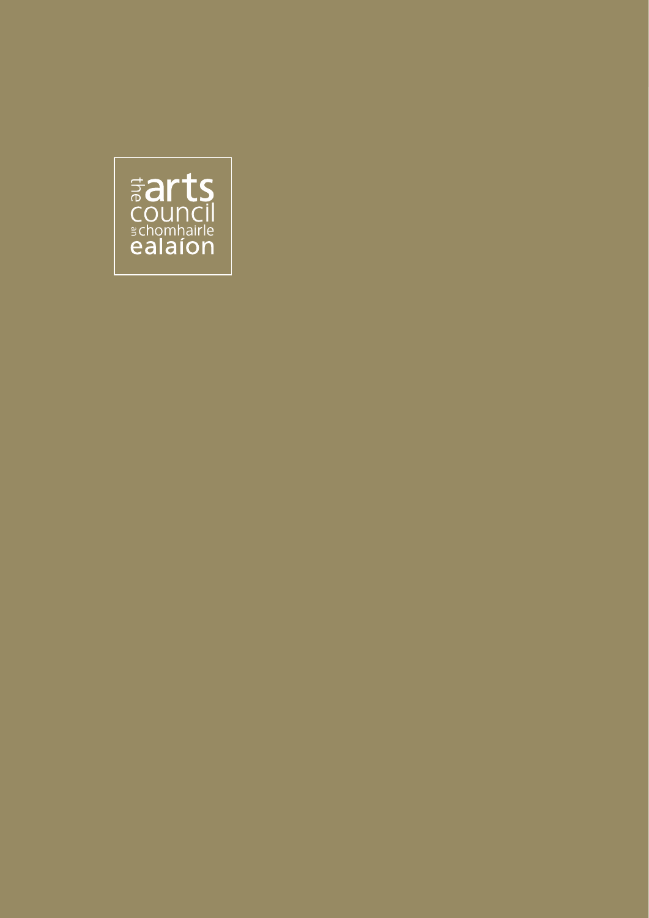the arts council
an chomhairle ealaíon